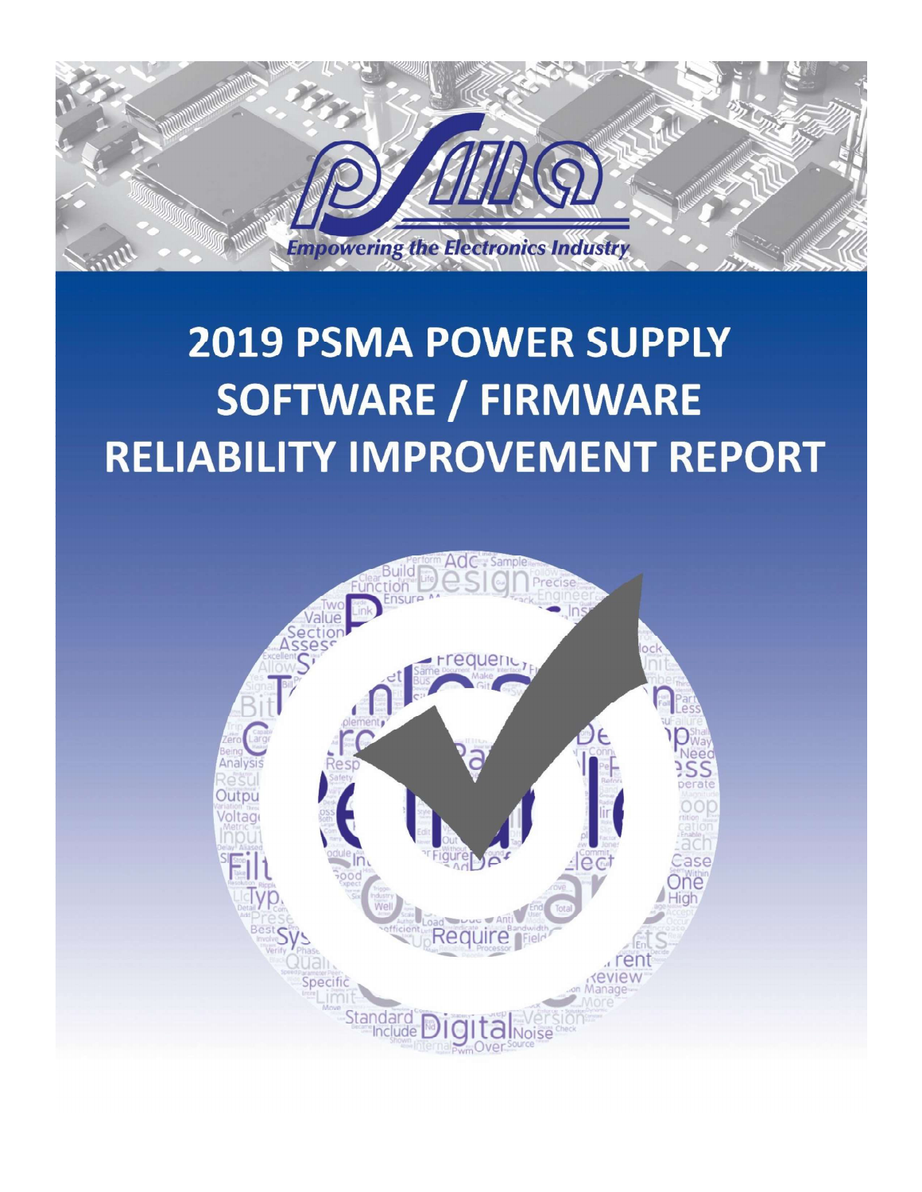Empowering the Electronics Industry

# 2019 PSMA POWER SUPPLY SOFTWARE / FIRMWARE RELIABILITY IMPROVEMENT REPORT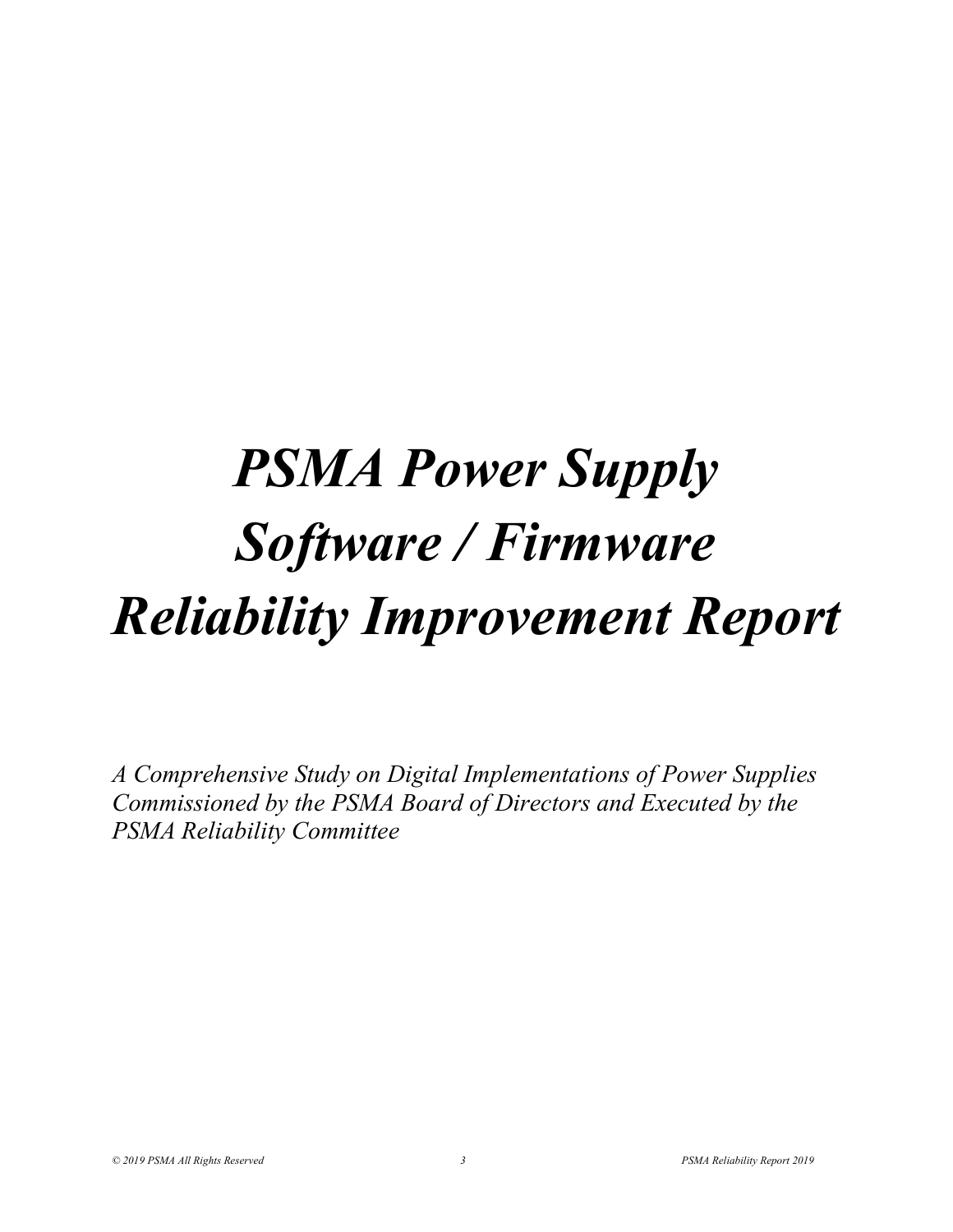# *PSMA Power Supply Software / Firmware Reliability Improvement Report*

*A Comprehensive Study on Digital Implementations of Power Supplies Commissioned by the PSMA Board of Directors and Executed by the PSMA Reliability Committee*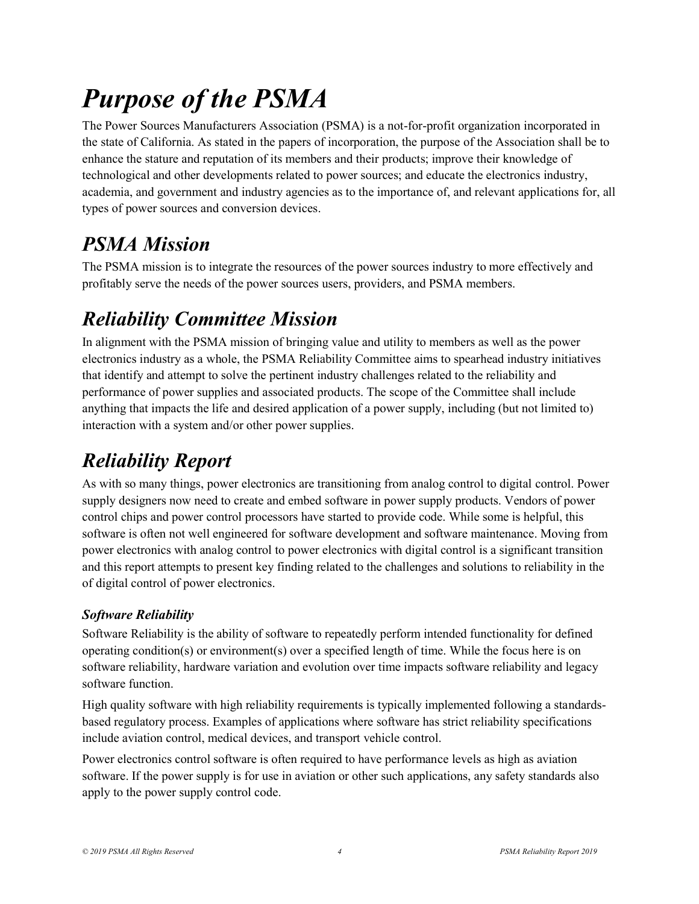# *Purpose of the PSMA*

The Power Sources Manufacturers Association (PSMA) is a not-for-profit organization incorporated in the state of California. As stated in the papers of incorporation, the purpose of the Association shall be to enhance the stature and reputation of its members and their products; improve their knowledge of technological and other developments related to power sources; and educate the electronics industry, academia, and government and industry agencies as to the importance of, and relevant applications for, all types of power sources and conversion devices.

## *PSMA Mission*

The PSMA mission is to integrate the resources of the power sources industry to more effectively and profitably serve the needs of the power sources users, providers, and PSMA members.

## *Reliability Committee Mission*

In alignment with the PSMA mission of bringing value and utility to members as well as the power electronics industry as a whole, the PSMA Reliability Committee aims to spearhead industry initiatives that identify and attempt to solve the pertinent industry challenges related to the reliability and performance of power supplies and associated products. The scope of the Committee shall include anything that impacts the life and desired application of a power supply, including (but not limited to) interaction with a system and/or other power supplies.

## *Reliability Report*

As with so many things, power electronics are transitioning from analog control to digital control. Power supply designers now need to create and embed software in power supply products. Vendors of power control chips and power control processors have started to provide code. While some is helpful, this software is often not well engineered for software development and software maintenance. Moving from power electronics with analog control to power electronics with digital control is a significant transition and this report attempts to present key finding related to the challenges and solutions to reliability in the of digital control of power electronics.

### *Software Reliability*

Software Reliability is the ability of software to repeatedly perform intended functionality for defined operating condition(s) or environment(s) over a specified length of time. While the focus here is on software reliability, hardware variation and evolution over time impacts software reliability and legacy software function.

High quality software with high reliability requirements is typically implemented following a standards-based regulatory process. Examples of applications where software has strict reliability specifications include aviation control, medical devices, and transport vehicle control.

Power electronics control software is often required to have performance levels as high as aviation software. If the power supply is for use in aviation or other such applications, any safety standards also apply to the power supply control code.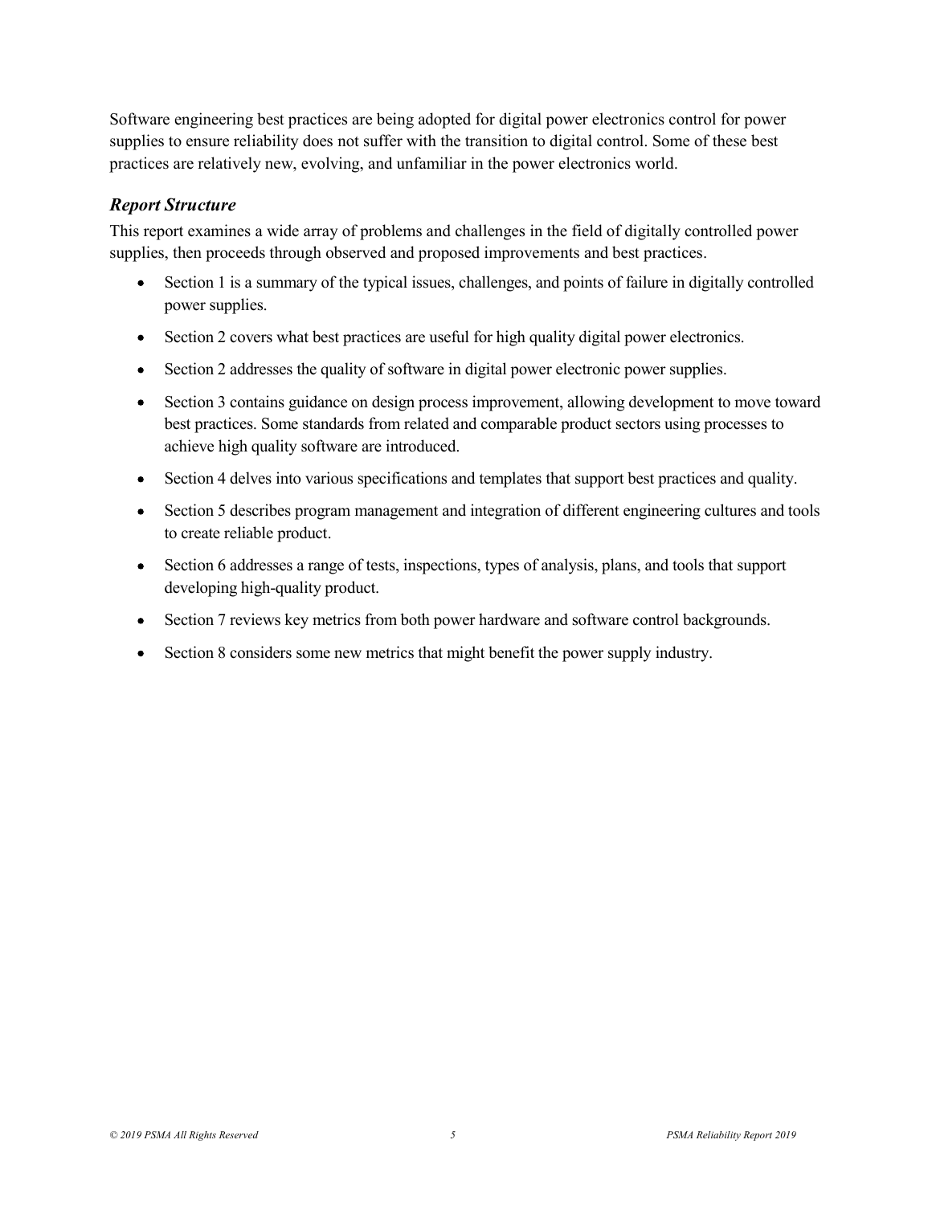Software engineering best practices are being adopted for digital power electronics control for power supplies to ensure reliability does not suffer with the transition to digital control. Some of these best practices are relatively new, evolving, and unfamiliar in the power electronics world.

### *Report Structure*

This report examines a wide array of problems and challenges in the field of digitally controlled power supplies, then proceeds through observed and proposed improvements and best practices.

- Section 1 is a summary of the typical issues, challenges, and points of failure in digitally controlled power supplies.
- Section 2 covers what best practices are useful for high quality digital power electronics.
- Section 2 addresses the quality of software in digital power electronic power supplies.
- Section 3 contains guidance on design process improvement, allowing development to move toward best practices. Some standards from related and comparable product sectors using processes to achieve high quality software are introduced.
- Section 4 delves into various specifications and templates that support best practices and quality.
- Section 5 describes program management and integration of different engineering cultures and tools to create reliable product.
- Section 6 addresses a range of tests, inspections, types of analysis, plans, and tools that support developing high-quality product.
- Section 7 reviews key metrics from both power hardware and software control backgrounds.
- Section 8 considers some new metrics that might benefit the power supply industry.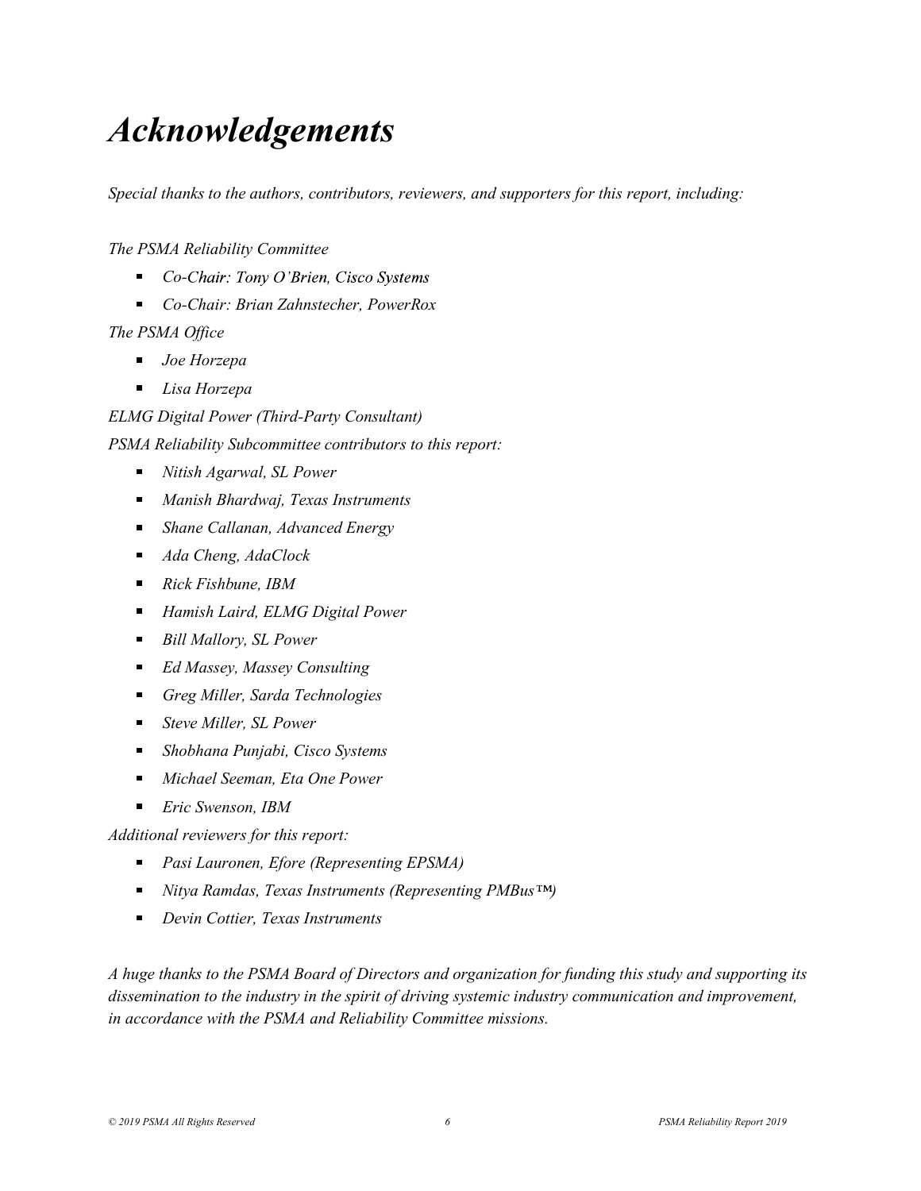# *Acknowledgements*

*Special thanks to the authors, contributors, reviewers, and supporters for this report, including:*

*The PSMA Reliability Committee*

- *Co-Chair: Tony O'Brien, Cisco Systems*
- *Co-Chair: Brian Zahnstecher, PowerRox*

*The PSMA Office*

- *Joe Horzepa*
- *Lisa Horzepa*

*ELMG Digital Power (Third-Party Consultant)*

*PSMA Reliability Subcommittee contributors to this report:*

- *Nitish Agarwal, SL Power*
- *Manish Bhardwaj, Texas Instruments*
- *Shane Callanan, Advanced Energy*
- *Ada Cheng, AdaClock*
- *Rick Fishbune, IBM*
- *Hamish Laird, ELMG Digital Power*
- *Bill Mallory, SL Power*
- *Ed Massey, Massey Consulting*
- *Greg Miller, Sarda Technologies*
- *Steve Miller, SL Power*
- *Shobhana Punjabi, Cisco Systems*
- *Michael Seeman, Eta One Power*
- *Eric Swenson, IBM*

*Additional reviewers for this report:*

- *Pasi Lauronen, Efore (Representing EPSMA)*
- *Nitya Ramdas, Texas Instruments (Representing PMBus™)*
- *Devin Cottier, Texas Instruments*

*A huge thanks to the PSMA Board of Directors and organization for funding this study and supporting its dissemination to the industry in the spirit of driving systemic industry communication and improvement, in accordance with the PSMA and Reliability Committee missions.*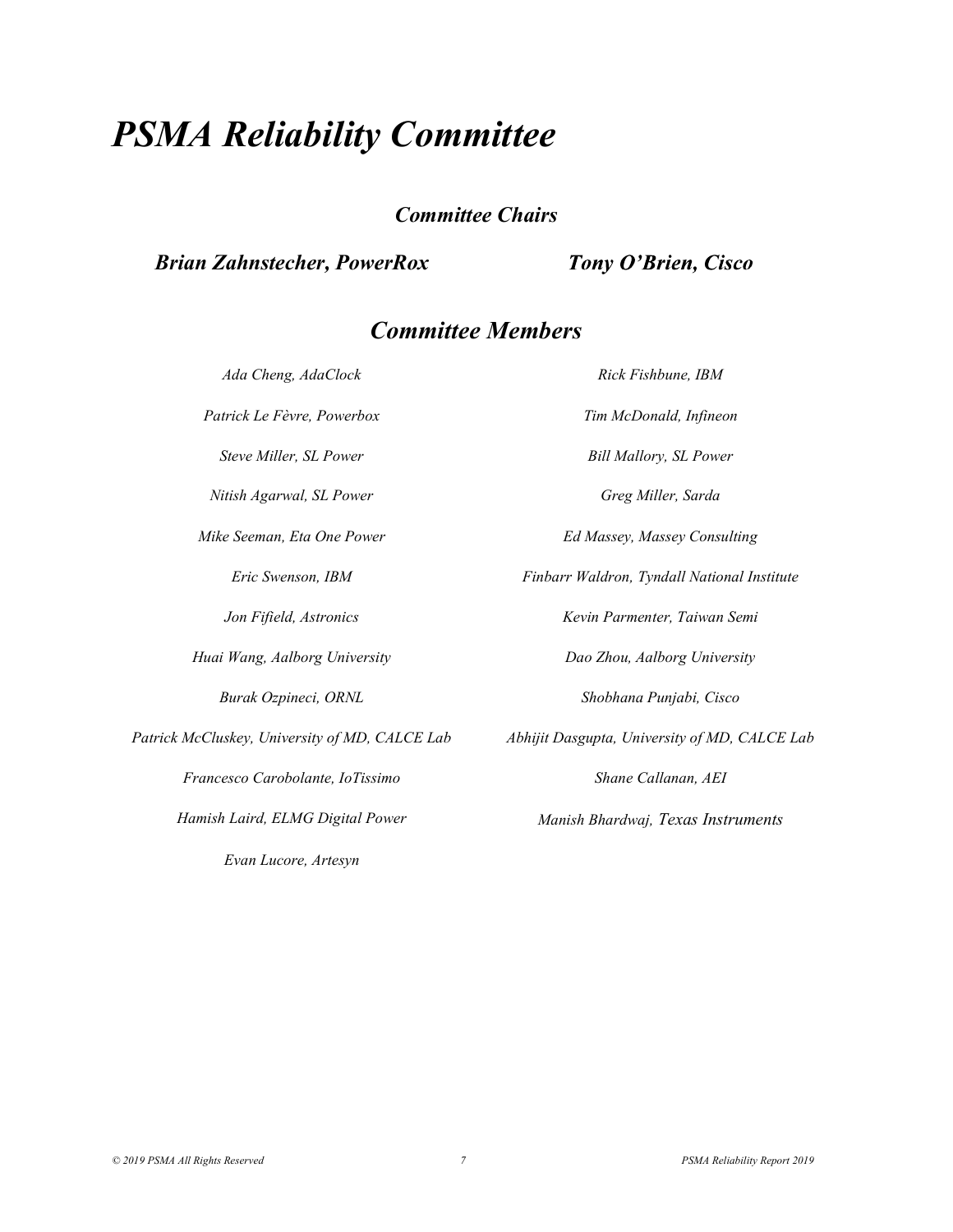# *PSMA Reliability Committee*

## *Committee Chairs*

***Brian Zahnstecher, PowerRox***

***Tony O'Brien, Cisco***

## *Committee Members*

*Ada Cheng, AdaClock*

*Rick Fishbune, IBM*

*Patrick Le Fèvre, Powerbox*

*Tim McDonald, Infineon*

*Steve Miller, SL Power*

*Bill Mallory, SL Power*

*Nitish Agarwal, SL Power*

*Greg Miller, Sarda*

*Mike Seeman, Eta One Power*

*Ed Massey, Massey Consulting*

*Eric Swenson, IBM*

*Finbarr Waldron, Tyndall National Institute*

*Jon Fifield, Astronics*

*Kevin Parmenter, Taiwan Semi*

*Huai Wang, Aalborg University*

*Dao Zhou, Aalborg University*

*Burak Ozpineci, ORNL*

*Shobhana Punjabi, Cisco*

*Patrick McCluskey, University of MD, CALCE Lab*

*Abhijit Dasgupta, University of MD, CALCE Lab*

*Francesco Carobolante, IoTissimo*

*Shane Callanan, AEI*

*Hamish Laird, ELMG Digital Power*

*Manish Bhardwaj, Texas Instruments*

*Evan Lucore, Artesyn*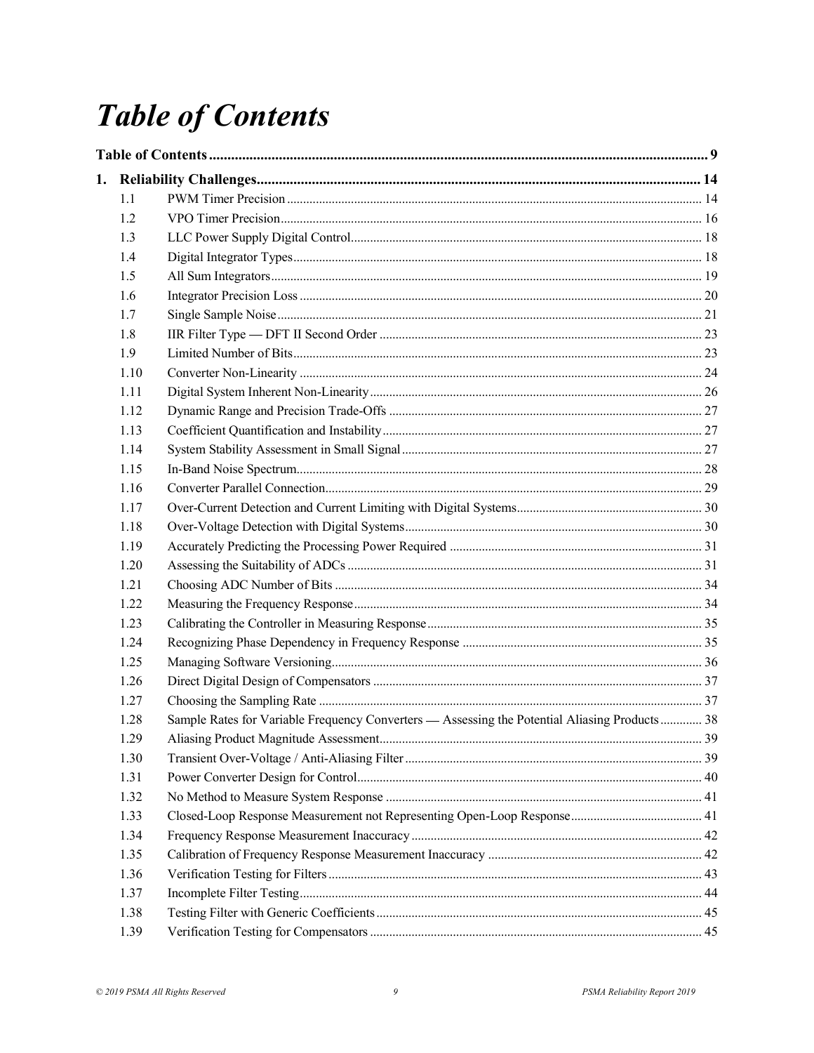# Table of Contents

| | | |
|---|---|---|
| **Table of Contents** | | **9** |
| **1.** | **Reliability Challenges** | **14** |
| 1.1 | PWM Timer Precision | 14 |
| 1.2 | VPO Timer Precision | 16 |
| 1.3 | LLC Power Supply Digital Control | 18 |
| 1.4 | Digital Integrator Types | 18 |
| 1.5 | All Sum Integrators | 19 |
| 1.6 | Integrator Precision Loss | 20 |
| 1.7 | Single Sample Noise | 21 |
| 1.8 | IIR Filter Type — DFT II Second Order | 23 |
| 1.9 | Limited Number of Bits | 23 |
| 1.10 | Converter Non-Linearity | 24 |
| 1.11 | Digital System Inherent Non-Linearity | 26 |
| 1.12 | Dynamic Range and Precision Trade-Offs | 27 |
| 1.13 | Coefficient Quantification and Instability | 27 |
| 1.14 | System Stability Assessment in Small Signal | 27 |
| 1.15 | In-Band Noise Spectrum | 28 |
| 1.16 | Converter Parallel Connection | 29 |
| 1.17 | Over-Current Detection and Current Limiting with Digital Systems | 30 |
| 1.18 | Over-Voltage Detection with Digital Systems | 30 |
| 1.19 | Accurately Predicting the Processing Power Required | 31 |
| 1.20 | Assessing the Suitability of ADCs | 31 |
| 1.21 | Choosing ADC Number of Bits | 34 |
| 1.22 | Measuring the Frequency Response | 34 |
| 1.23 | Calibrating the Controller in Measuring Response | 35 |
| 1.24 | Recognizing Phase Dependency in Frequency Response | 35 |
| 1.25 | Managing Software Versioning | 36 |
| 1.26 | Direct Digital Design of Compensators | 37 |
| 1.27 | Choosing the Sampling Rate | 37 |
| 1.28 | Sample Rates for Variable Frequency Converters — Assessing the Potential Aliasing Products | 38 |
| 1.29 | Aliasing Product Magnitude Assessment | 39 |
| 1.30 | Transient Over-Voltage / Anti-Aliasing Filter | 39 |
| 1.31 | Power Converter Design for Control | 40 |
| 1.32 | No Method to Measure System Response | 41 |
| 1.33 | Closed-Loop Response Measurement not Representing Open-Loop Response | 41 |
| 1.34 | Frequency Response Measurement Inaccuracy | 42 |
| 1.35 | Calibration of Frequency Response Measurement Inaccuracy | 42 |
| 1.36 | Verification Testing for Filters | 43 |
| 1.37 | Incomplete Filter Testing | 44 |
| 1.38 | Testing Filter with Generic Coefficients | 45 |
| 1.39 | Verification Testing for Compensators | 45 |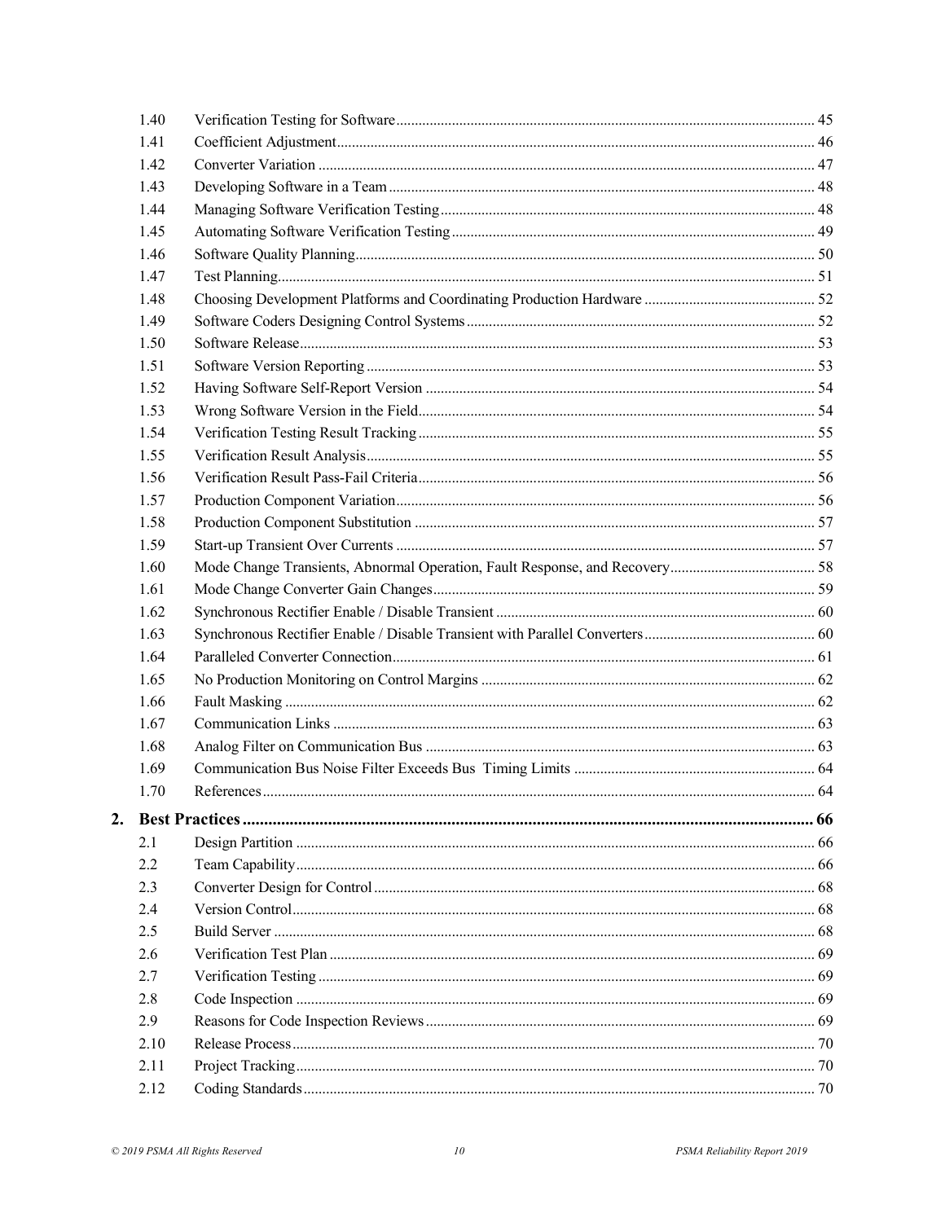| | | |
|---|---|---|
| 1.40 | Verification Testing for Software | 45 |
| 1.41 | Coefficient Adjustment | 46 |
| 1.42 | Converter Variation | 47 |
| 1.43 | Developing Software in a Team | 48 |
| 1.44 | Managing Software Verification Testing | 48 |
| 1.45 | Automating Software Verification Testing | 49 |
| 1.46 | Software Quality Planning | 50 |
| 1.47 | Test Planning | 51 |
| 1.48 | Choosing Development Platforms and Coordinating Production Hardware | 52 |
| 1.49 | Software Coders Designing Control Systems | 52 |
| 1.50 | Software Release | 53 |
| 1.51 | Software Version Reporting | 53 |
| 1.52 | Having Software Self-Report Version | 54 |
| 1.53 | Wrong Software Version in the Field | 54 |
| 1.54 | Verification Testing Result Tracking | 55 |
| 1.55 | Verification Result Analysis | 55 |
| 1.56 | Verification Result Pass-Fail Criteria | 56 |
| 1.57 | Production Component Variation | 56 |
| 1.58 | Production Component Substitution | 57 |
| 1.59 | Start-up Transient Over Currents | 57 |
| 1.60 | Mode Change Transients, Abnormal Operation, Fault Response, and Recovery | 58 |
| 1.61 | Mode Change Converter Gain Changes | 59 |
| 1.62 | Synchronous Rectifier Enable / Disable Transient | 60 |
| 1.63 | Synchronous Rectifier Enable / Disable Transient with Parallel Converters | 60 |
| 1.64 | Paralleled Converter Connection | 61 |
| 1.65 | No Production Monitoring on Control Margins | 62 |
| 1.66 | Fault Masking | 62 |
| 1.67 | Communication Links | 63 |
| 1.68 | Analog Filter on Communication Bus | 63 |
| 1.69 | Communication Bus Noise Filter Exceeds Bus Timing Limits | 64 |
| 1.70 | References | 64 |
| **2.** | **Best Practices** | **66** |
| 2.1 | Design Partition | 66 |
| 2.2 | Team Capability | 66 |
| 2.3 | Converter Design for Control | 68 |
| 2.4 | Version Control | 68 |
| 2.5 | Build Server | 68 |
| 2.6 | Verification Test Plan | 69 |
| 2.7 | Verification Testing | 69 |
| 2.8 | Code Inspection | 69 |
| 2.9 | Reasons for Code Inspection Reviews | 69 |
| 2.10 | Release Process | 70 |
| 2.11 | Project Tracking | 70 |
| 2.12 | Coding Standards | 70 |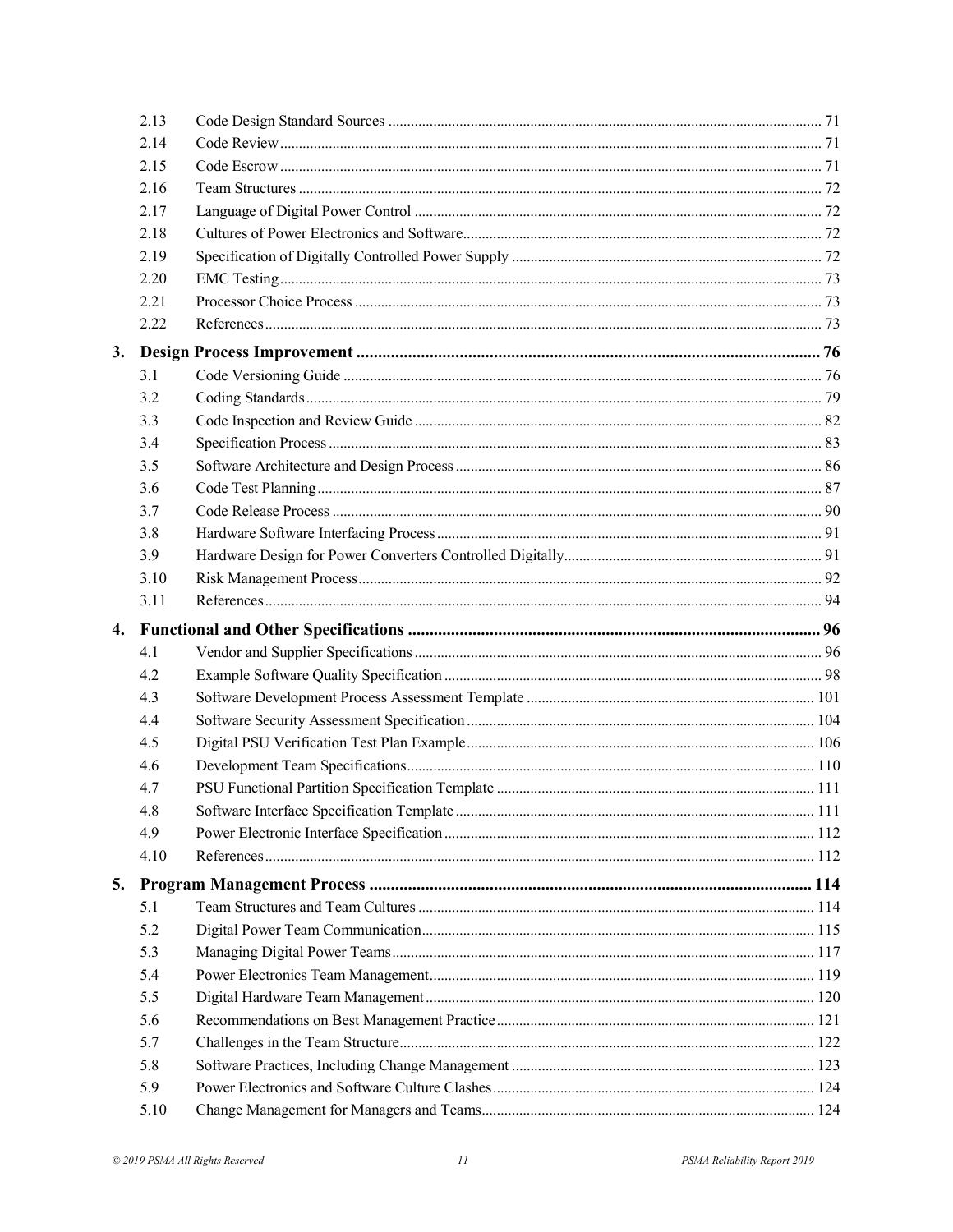| | | |
|---|---|---|
| 2.13 | Code Design Standard Sources | 71 |
| 2.14 | Code Review | 71 |
| 2.15 | Code Escrow | 71 |
| 2.16 | Team Structures | 72 |
| 2.17 | Language of Digital Power Control | 72 |
| 2.18 | Cultures of Power Electronics and Software | 72 |
| 2.19 | Specification of Digitally Controlled Power Supply | 72 |
| 2.20 | EMC Testing | 73 |
| 2.21 | Processor Choice Process | 73 |
| 2.22 | References | 73 |

**3. Design Process Improvement ........ 76**

| | | |
|---|---|---|
| 3.1 | Code Versioning Guide | 76 |
| 3.2 | Coding Standards | 79 |
| 3.3 | Code Inspection and Review Guide | 82 |
| 3.4 | Specification Process | 83 |
| 3.5 | Software Architecture and Design Process | 86 |
| 3.6 | Code Test Planning | 87 |
| 3.7 | Code Release Process | 90 |
| 3.8 | Hardware Software Interfacing Process | 91 |
| 3.9 | Hardware Design for Power Converters Controlled Digitally | 91 |
| 3.10 | Risk Management Process | 92 |
| 3.11 | References | 94 |

**4. Functional and Other Specifications ........ 96**

| | | |
|---|---|---|
| 4.1 | Vendor and Supplier Specifications | 96 |
| 4.2 | Example Software Quality Specification | 98 |
| 4.3 | Software Development Process Assessment Template | 101 |
| 4.4 | Software Security Assessment Specification | 104 |
| 4.5 | Digital PSU Verification Test Plan Example | 106 |
| 4.6 | Development Team Specifications | 110 |
| 4.7 | PSU Functional Partition Specification Template | 111 |
| 4.8 | Software Interface Specification Template | 111 |
| 4.9 | Power Electronic Interface Specification | 112 |
| 4.10 | References | 112 |

**5. Program Management Process ........ 114**

| | | |
|---|---|---|
| 5.1 | Team Structures and Team Cultures | 114 |
| 5.2 | Digital Power Team Communication | 115 |
| 5.3 | Managing Digital Power Teams | 117 |
| 5.4 | Power Electronics Team Management | 119 |
| 5.5 | Digital Hardware Team Management | 120 |
| 5.6 | Recommendations on Best Management Practice | 121 |
| 5.7 | Challenges in the Team Structure | 122 |
| 5.8 | Software Practices, Including Change Management | 123 |
| 5.9 | Power Electronics and Software Culture Clashes | 124 |
| 5.10 | Change Management for Managers and Teams | 124 |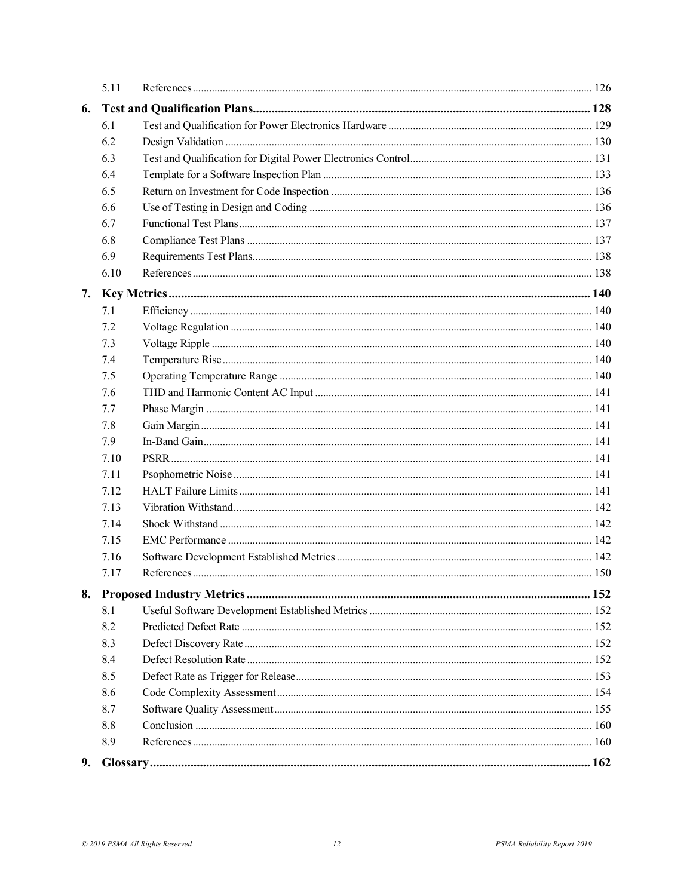5.11 References ... 126

**6. Test and Qualification Plans ... 128**

6.1 Test and Qualification for Power Electronics Hardware ... 129

6.2 Design Validation ... 130

6.3 Test and Qualification for Digital Power Electronics Control ... 131

6.4 Template for a Software Inspection Plan ... 133

6.5 Return on Investment for Code Inspection ... 136

6.6 Use of Testing in Design and Coding ... 136

6.7 Functional Test Plans ... 137

6.8 Compliance Test Plans ... 137

6.9 Requirements Test Plans ... 138

6.10 References ... 138

**7. Key Metrics ... 140**

7.1 Efficiency ... 140

7.2 Voltage Regulation ... 140

7.3 Voltage Ripple ... 140

7.4 Temperature Rise ... 140

7.5 Operating Temperature Range ... 140

7.6 THD and Harmonic Content AC Input ... 141

7.7 Phase Margin ... 141

7.8 Gain Margin ... 141

7.9 In-Band Gain ... 141

7.10 PSRR ... 141

7.11 Psophometric Noise ... 141

7.12 HALT Failure Limits ... 141

7.13 Vibration Withstand ... 142

7.14 Shock Withstand ... 142

7.15 EMC Performance ... 142

7.16 Software Development Established Metrics ... 142

7.17 References ... 150

**8. Proposed Industry Metrics ... 152**

8.1 Useful Software Development Established Metrics ... 152

8.2 Predicted Defect Rate ... 152

8.3 Defect Discovery Rate ... 152

8.4 Defect Resolution Rate ... 152

8.5 Defect Rate as Trigger for Release ... 153

8.6 Code Complexity Assessment ... 154

8.7 Software Quality Assessment ... 155

8.8 Conclusion ... 160

8.9 References ... 160

**9. Glossary ... 162**